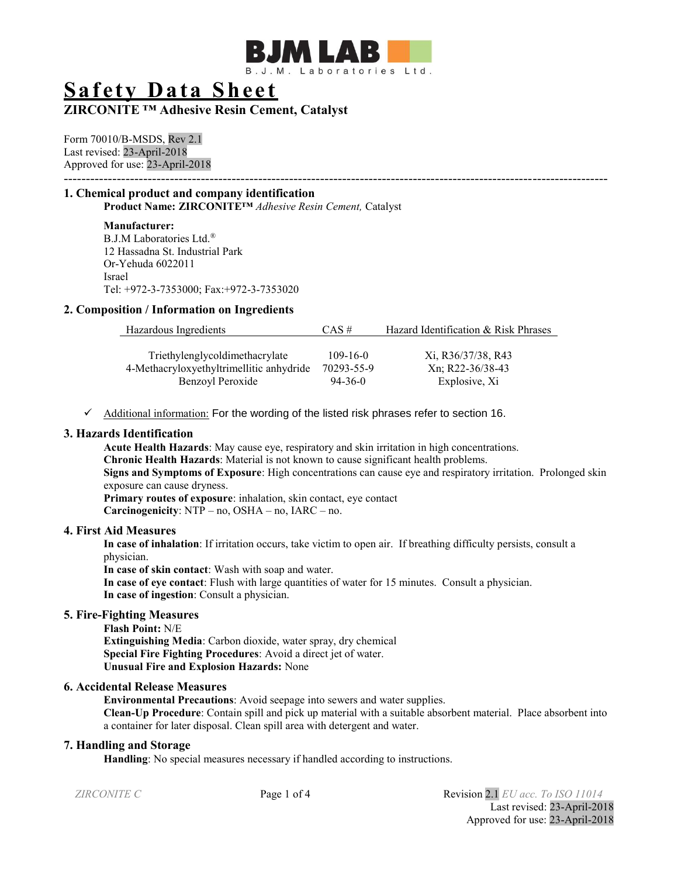BJM LAB

B.J.M. Laboratories Ltd.

# Safety Data Sheet

## ZIRCONITE ™ Adhesive Resin Cement, Catalyst

Form 70010/B-MSDS, Rev 2.1
Last revised: 23-April-2018
Approved for use: 23-April-2018

---

### 1. Chemical product and company identification

**Product Name: ZIRCONITE™** *Adhesive Resin Cement,* Catalyst

**Manufacturer:**
B.J.M Laboratories Ltd.®
12 Hassadna St. Industrial Park
Or-Yehuda 6022011
Israel
Tel: +972-3-7353000; Fax:+972-3-7353020

### 2. Composition / Information on Ingredients

| Hazardous Ingredients | CAS # | Hazard Identification & Risk Phrases |
|---|---|---|
| Triethylenglycoldimethacrylate | 109-16-0 | Xi, R36/37/38, R43 |
| 4-Methacryloxyethyltrimellitic anhydride | 70293-55-9 | Xn; R22-36/38-43 |
| Benzoyl Peroxide | 94-36-0 | Explosive, Xi |

- ✓ Additional information: For the wording of the listed risk phrases refer to section 16.

### 3. Hazards Identification

**Acute Health Hazards**: May cause eye, respiratory and skin irritation in high concentrations.
**Chronic Health Hazards**: Material is not known to cause significant health problems.
**Signs and Symptoms of Exposure**: High concentrations can cause eye and respiratory irritation. Prolonged skin exposure can cause dryness.
**Primary routes of exposure**: inhalation, skin contact, eye contact
**Carcinogenicity**: NTP – no, OSHA – no, IARC – no.

### 4. First Aid Measures

**In case of inhalation**: If irritation occurs, take victim to open air. If breathing difficulty persists, consult a physician.
**In case of skin contact**: Wash with soap and water.
**In case of eye contact**: Flush with large quantities of water for 15 minutes. Consult a physician.
**In case of ingestion**: Consult a physician.

### 5. Fire-Fighting Measures

**Flash Point:** N/E
**Extinguishing Media**: Carbon dioxide, water spray, dry chemical
**Special Fire Fighting Procedures**: Avoid a direct jet of water.
**Unusual Fire and Explosion Hazards:** None

### 6. Accidental Release Measures

**Environmental Precautions**: Avoid seepage into sewers and water supplies.
**Clean-Up Procedure**: Contain spill and pick up material with a suitable absorbent material. Place absorbent into a container for later disposal. Clean spill area with detergent and water.

### 7. Handling and Storage

**Handling**: No special measures necessary if handled according to instructions.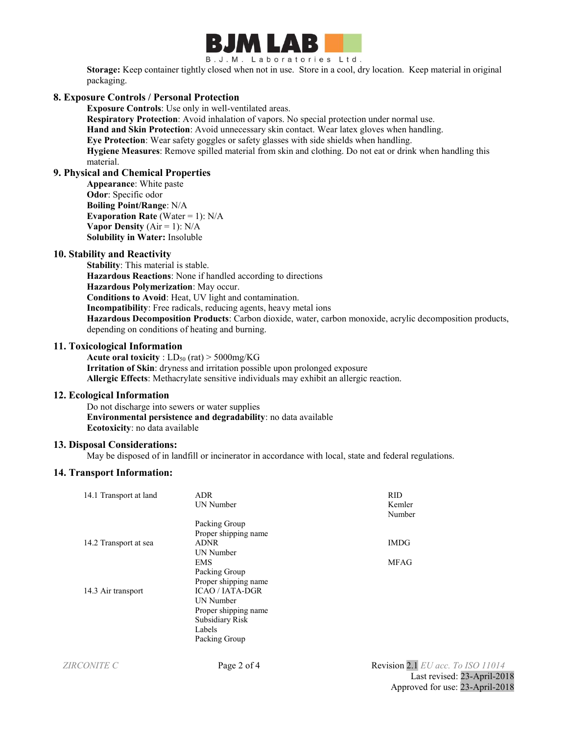**Storage:** Keep container tightly closed when not in use. Store in a cool, dry location. Keep material in original packaging.

## 8. Exposure Controls / Personal Protection

**Exposure Controls**: Use only in well-ventilated areas.
**Respiratory Protection**: Avoid inhalation of vapors. No special protection under normal use.
**Hand and Skin Protection**: Avoid unnecessary skin contact. Wear latex gloves when handling.
**Eye Protection**: Wear safety goggles or safety glasses with side shields when handling.
**Hygiene Measures**: Remove spilled material from skin and clothing. Do not eat or drink when handling this material.

## 9. Physical and Chemical Properties

**Appearance**: White paste
**Odor**: Specific odor
**Boiling Point/Range**: N/A
**Evaporation Rate** (Water = 1): N/A
**Vapor Density** (Air = 1): N/A
**Solubility in Water:** Insoluble

## 10. Stability and Reactivity

**Stability**: This material is stable.
**Hazardous Reactions**: None if handled according to directions
**Hazardous Polymerization**: May occur.
**Conditions to Avoid**: Heat, UV light and contamination.
**Incompatibility**: Free radicals, reducing agents, heavy metal ions
**Hazardous Decomposition Products**: Carbon dioxide, water, carbon monoxide, acrylic decomposition products, depending on conditions of heating and burning.

## 11. Toxicological Information

**Acute oral toxicity** : $LD_{50}$ (rat) > 5000mg/KG
**Irritation of Skin**: dryness and irritation possible upon prolonged exposure
**Allergic Effects**: Methacrylate sensitive individuals may exhibit an allergic reaction.

## 12. Ecological Information

Do not discharge into sewers or water supplies
**Environmental persistence and degradability**: no data available
**Ecotoxicity**: no data available

## 13. Disposal Considerations:

May be disposed of in landfill or incinerator in accordance with local, state and federal regulations.

## 14. Transport Information:

| | | |
|---|---|---|
| 14.1 Transport at land | ADR | RID |
| | UN Number | Kemler Number |
| | Packing Group | |
| | Proper shipping name | |
| 14.2 Transport at sea | ADNR | IMDG |
| | UN Number | |
| | EMS | MFAG |
| | Packing Group | |
| | Proper shipping name | |
| 14.3 Air transport | ICAO / IATA-DGR | |
| | UN Number | |
| | Proper shipping name | |
| | Subsidiary Risk | |
| | Labels | |
| | Packing Group | |

*ZIRCONITE C* Revision 2.1 *EU acc. To ISO 11014*
Last revised: 23-April-2018
Approved for use: 23-April-2018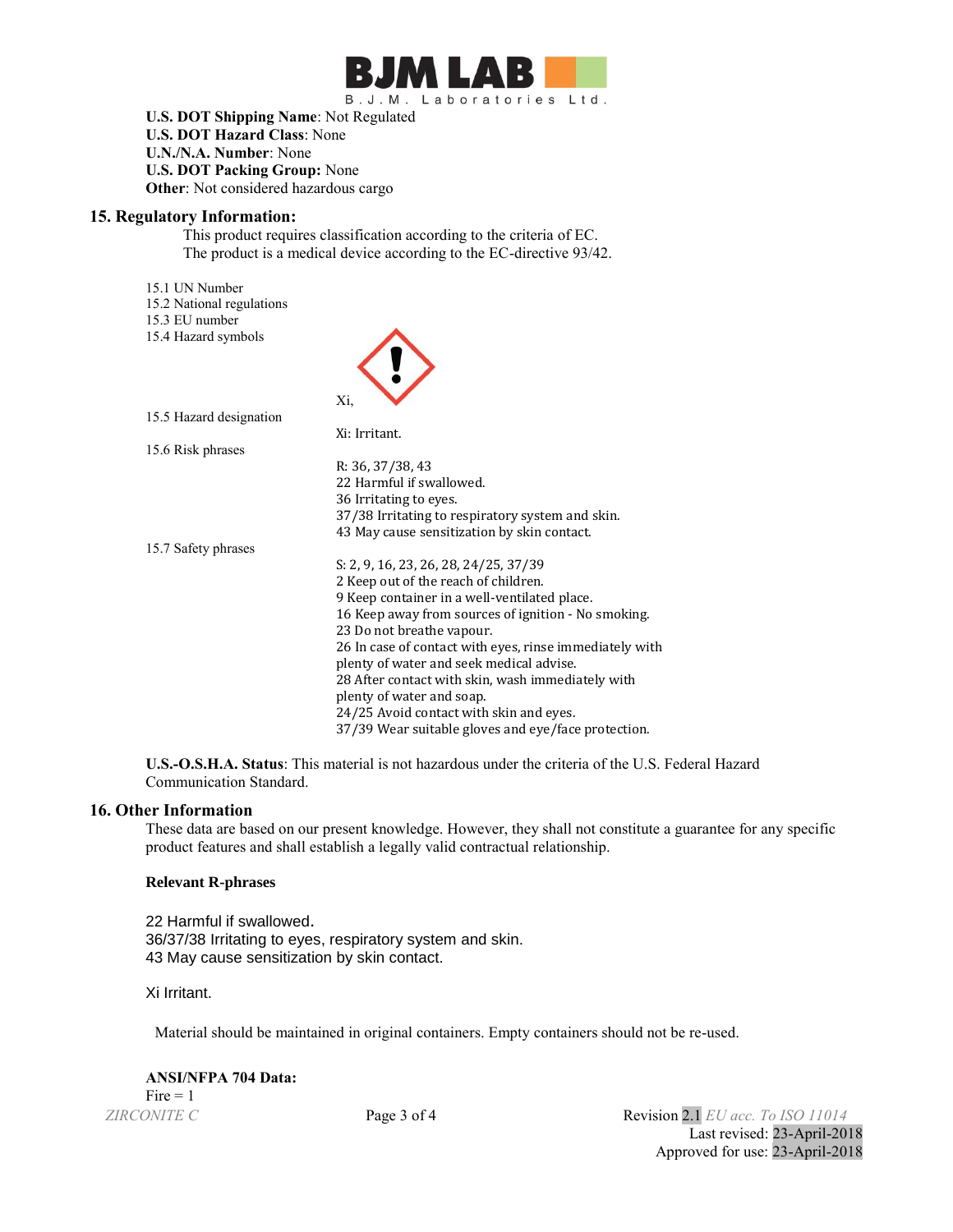**U.S. DOT Shipping Name**: Not Regulated
**U.S. DOT Hazard Class**: None
**U.N./N.A. Number**: None
**U.S. DOT Packing Group:** None
**Other**: Not considered hazardous cargo

## 15. Regulatory Information:

This product requires classification according to the criteria of EC.
The product is a medical device according to the EC-directive 93/42.

15.1 UN Number
15.2 National regulations
15.3 EU number
15.4 Hazard symbols

Xi,

15.5 Hazard designation

Xi: Irritant.

15.6 Risk phrases

R: 36, 37/38, 43
22 Harmful if swallowed.
36 Irritating to eyes.
37/38 Irritating to respiratory system and skin.
43 May cause sensitization by skin contact.

15.7 Safety phrases

S: 2, 9, 16, 23, 26, 28, 24/25, 37/39
2 Keep out of the reach of children.
9 Keep container in a well-ventilated place.
16 Keep away from sources of ignition - No smoking.
23 Do not breathe vapour.
26 In case of contact with eyes, rinse immediately with plenty of water and seek medical advise.
28 After contact with skin, wash immediately with plenty of water and soap.
24/25 Avoid contact with skin and eyes.
37/39 Wear suitable gloves and eye/face protection.

**U.S.-O.S.H.A. Status**: This material is not hazardous under the criteria of the U.S. Federal Hazard Communication Standard.

## 16. Other Information

These data are based on our present knowledge. However, they shall not constitute a guarantee for any specific product features and shall establish a legally valid contractual relationship.

**Relevant R-phrases**

22 Harmful if swallowed.
36/37/38 Irritating to eyes, respiratory system and skin.
43 May cause sensitization by skin contact.

Xi Irritant.

Material should be maintained in original containers. Empty containers should not be re-used.

**ANSI/NFPA 704 Data:**
Fire = 1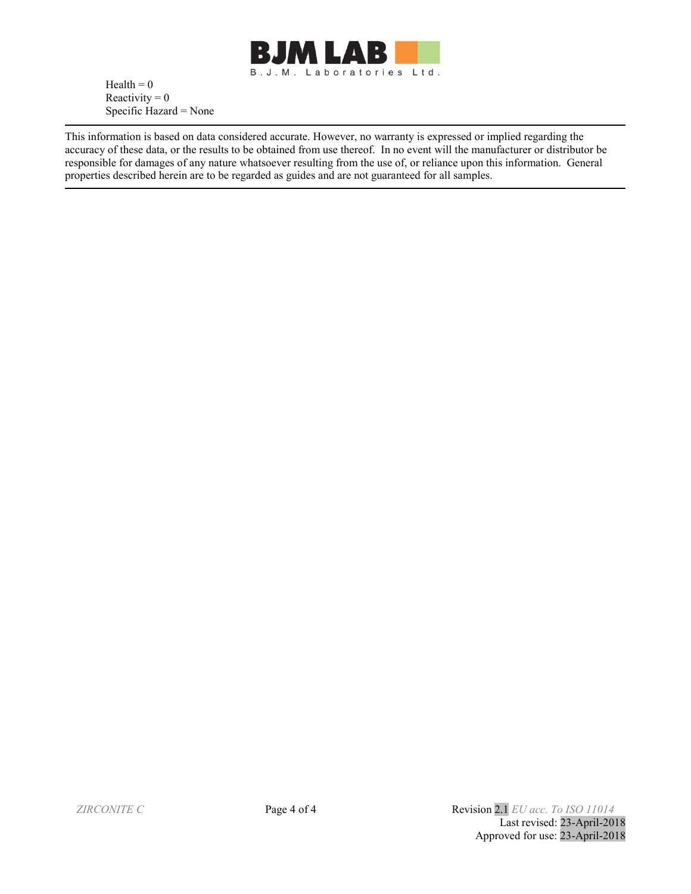Health = 0
Reactivity = 0
Specific Hazard = None

---

This information is based on data considered accurate. However, no warranty is expressed or implied regarding the accuracy of these data, or the results to be obtained from use thereof. In no event will the manufacturer or distributor be responsible for damages of any nature whatsoever resulting from the use of, or reliance upon this information. General properties described herein are to be regarded as guides and are not guaranteed for all samples.

---